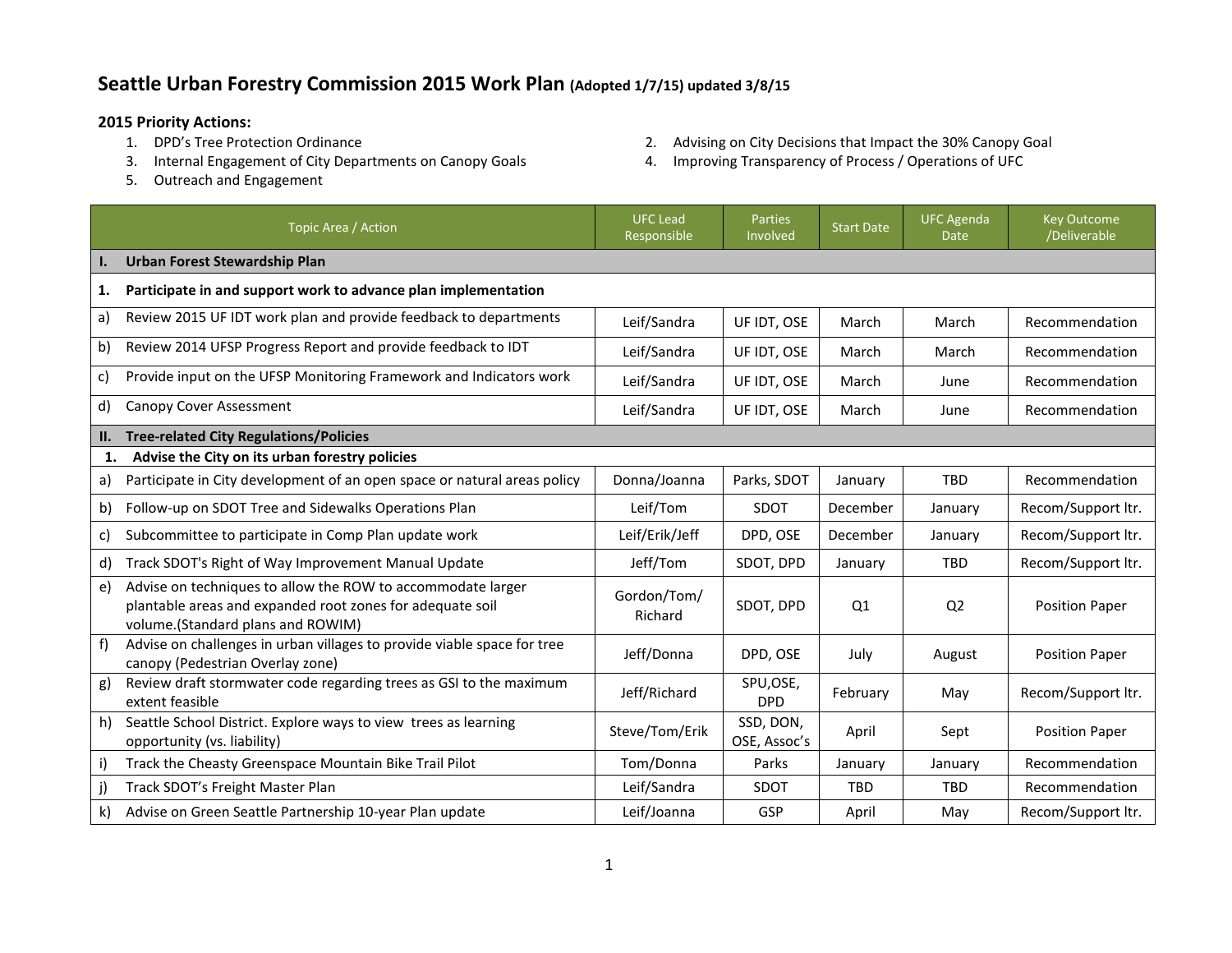# Seattle Urban Forestry Commission 2015 Work Plan (Adopted 1/7/15) updated 3/8/15

**2015 Priority Actions:**

1. DPD's Tree Protection Ordinance
2. Advising on City Decisions that Impact the 30% Canopy Goal
3. Internal Engagement of City Departments on Canopy Goals
4. Improving Transparency of Process / Operations of UFC
5. Outreach and Engagement

| Topic Area / Action | UFC Lead Responsible | Parties Involved | Start Date | UFC Agenda Date | Key Outcome /Deliverable |
|---|---|---|---|---|---|
| **I. Urban Forest Stewardship Plan** | | | | | |
| **1. Participate in and support work to advance plan implementation** | | | | | |
| a) Review 2015 UF IDT work plan and provide feedback to departments | Leif/Sandra | UF IDT, OSE | March | March | Recommendation |
| b) Review 2014 UFSP Progress Report and provide feedback to IDT | Leif/Sandra | UF IDT, OSE | March | March | Recommendation |
| c) Provide input on the UFSP Monitoring Framework and Indicators work | Leif/Sandra | UF IDT, OSE | March | June | Recommendation |
| d) Canopy Cover Assessment | Leif/Sandra | UF IDT, OSE | March | June | Recommendation |
| **II. Tree-related City Regulations/Policies** | | | | | |
| **1. Advise the City on its urban forestry policies** | | | | | |
| a) Participate in City development of an open space or natural areas policy | Donna/Joanna | Parks, SDOT | January | TBD | Recommendation |
| b) Follow-up on SDOT Tree and Sidewalks Operations Plan | Leif/Tom | SDOT | December | January | Recom/Support ltr. |
| c) Subcommittee to participate in Comp Plan update work | Leif/Erik/Jeff | DPD, OSE | December | January | Recom/Support ltr. |
| d) Track SDOT's Right of Way Improvement Manual Update | Jeff/Tom | SDOT, DPD | January | TBD | Recom/Support ltr. |
| e) Advise on techniques to allow the ROW to accommodate larger plantable areas and expanded root zones for adequate soil volume.(Standard plans and ROWIM) | Gordon/Tom/ Richard | SDOT, DPD | Q1 | Q2 | Position Paper |
| f) Advise on challenges in urban villages to provide viable space for tree canopy (Pedestrian Overlay zone) | Jeff/Donna | DPD, OSE | July | August | Position Paper |
| g) Review draft stormwater code regarding trees as GSI to the maximum extent feasible | Jeff/Richard | SPU,OSE, DPD | February | May | Recom/Support ltr. |
| h) Seattle School District. Explore ways to view trees as learning opportunity (vs. liability) | Steve/Tom/Erik | SSD, DON, OSE, Assoc's | April | Sept | Position Paper |
| i) Track the Cheasty Greenspace Mountain Bike Trail Pilot | Tom/Donna | Parks | January | January | Recommendation |
| j) Track SDOT's Freight Master Plan | Leif/Sandra | SDOT | TBD | TBD | Recommendation |
| k) Advise on Green Seattle Partnership 10-year Plan update | Leif/Joanna | GSP | April | May | Recom/Support ltr. |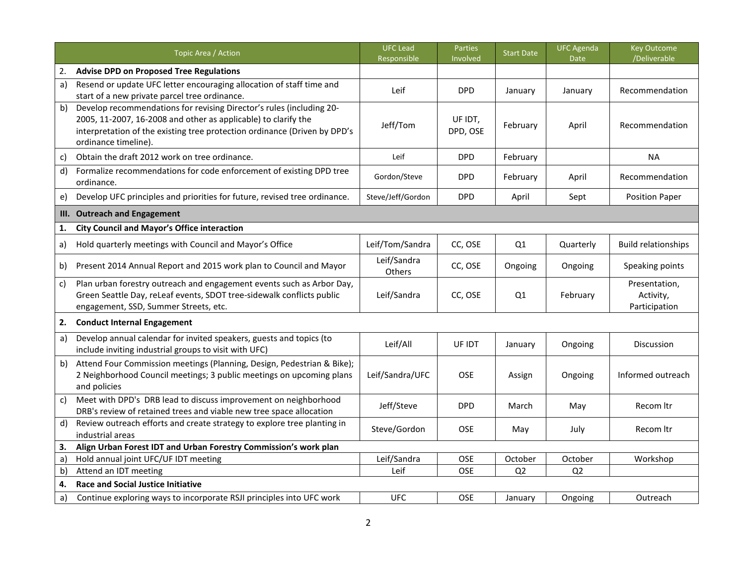| Topic Area / Action | UFC Lead Responsible | Parties Involved | Start Date | UFC Agenda Date | Key Outcome /Deliverable |
|---|---|---|---|---|---|
| **2. Advise DPD on Proposed Tree Regulations** | | | | | |
| a) Resend or update UFC letter encouraging allocation of staff time and start of a new private parcel tree ordinance. | Leif | DPD | January | January | Recommendation |
| b) Develop recommendations for revising Director's rules (including 20-2005, 11-2007, 16-2008 and other as applicable) to clarify the interpretation of the existing tree protection ordinance (Driven by DPD's ordinance timeline). | Jeff/Tom | UF IDT, DPD, OSE | February | April | Recommendation |
| c) Obtain the draft 2012 work on tree ordinance. | Leif | DPD | February | | NA |
| d) Formalize recommendations for code enforcement of existing DPD tree ordinance. | Gordon/Steve | DPD | February | April | Recommendation |
| e) Develop UFC principles and priorities for future, revised tree ordinance. | Steve/Jeff/Gordon | DPD | April | Sept | Position Paper |
| **III. Outreach and Engagement** | | | | | |
| **1. City Council and Mayor's Office interaction** | | | | | |
| a) Hold quarterly meetings with Council and Mayor's Office | Leif/Tom/Sandra | CC, OSE | Q1 | Quarterly | Build relationships |
| b) Present 2014 Annual Report and 2015 work plan to Council and Mayor | Leif/Sandra Others | CC, OSE | Ongoing | Ongoing | Speaking points |
| c) Plan urban forestry outreach and engagement events such as Arbor Day, Green Seattle Day, reLeaf events, SDOT tree-sidewalk conflicts public engagement, SSD, Summer Streets, etc. | Leif/Sandra | CC, OSE | Q1 | February | Presentation, Activity, Participation |
| **2. Conduct Internal Engagement** | | | | | |
| a) Develop annual calendar for invited speakers, guests and topics (to include inviting industrial groups to visit with UFC) | Leif/All | UF IDT | January | Ongoing | Discussion |
| b) Attend Four Commission meetings (Planning, Design, Pedestrian & Bike); 2 Neighborhood Council meetings; 3 public meetings on upcoming plans and policies | Leif/Sandra/UFC | OSE | Assign | Ongoing | Informed outreach |
| c) Meet with DPD's DRB lead to discuss improvement on neighborhood DRB's review of retained trees and viable new tree space allocation | Jeff/Steve | DPD | March | May | Recom ltr |
| d) Review outreach efforts and create strategy to explore tree planting in industrial areas | Steve/Gordon | OSE | May | July | Recom ltr |
| **3. Align Urban Forest IDT and Urban Forestry Commission's work plan** | | | | | |
| a) Hold annual joint UFC/UF IDT meeting | Leif/Sandra | OSE | October | October | Workshop |
| b) Attend an IDT meeting | Leif | OSE | Q2 | Q2 | |
| **4. Race and Social Justice Initiative** | | | | | |
| a) Continue exploring ways to incorporate RSJI principles into UFC work | UFC | OSE | January | Ongoing | Outreach |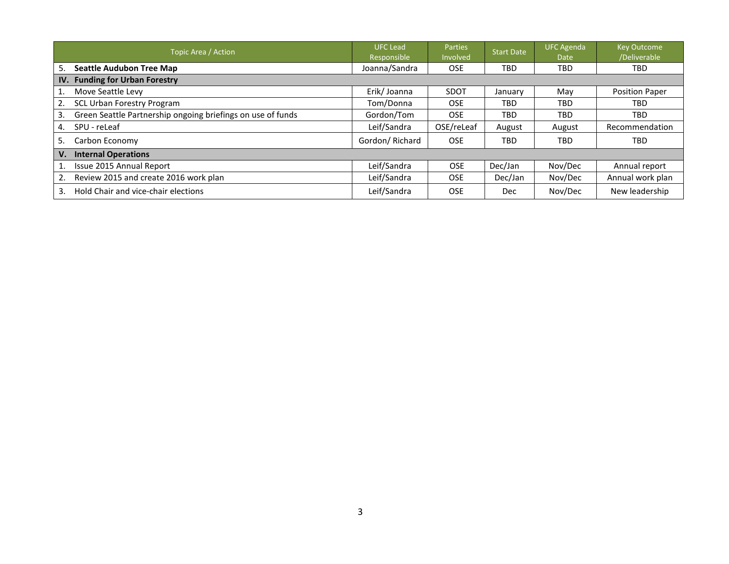| Topic Area / Action | UFC Lead Responsible | Parties Involved | Start Date | UFC Agenda Date | Key Outcome /Deliverable |
|---|---|---|---|---|---|
| 5. **Seattle Audubon Tree Map** | Joanna/Sandra | OSE | TBD | TBD | TBD |
| **IV. Funding for Urban Forestry** | | | | | |
| 1. Move Seattle Levy | Erik/ Joanna | SDOT | January | May | Position Paper |
| 2. SCL Urban Forestry Program | Tom/Donna | OSE | TBD | TBD | TBD |
| 3. Green Seattle Partnership ongoing briefings on use of funds | Gordon/Tom | OSE | TBD | TBD | TBD |
| 4. SPU - reLeaf | Leif/Sandra | OSE/reLeaf | August | August | Recommendation |
| 5. Carbon Economy | Gordon/ Richard | OSE | TBD | TBD | TBD |
| **V. Internal Operations** | | | | | |
| 1. Issue 2015 Annual Report | Leif/Sandra | OSE | Dec/Jan | Nov/Dec | Annual report |
| 2. Review 2015 and create 2016 work plan | Leif/Sandra | OSE | Dec/Jan | Nov/Dec | Annual work plan |
| 3. Hold Chair and vice-chair elections | Leif/Sandra | OSE | Dec | Nov/Dec | New leadership |